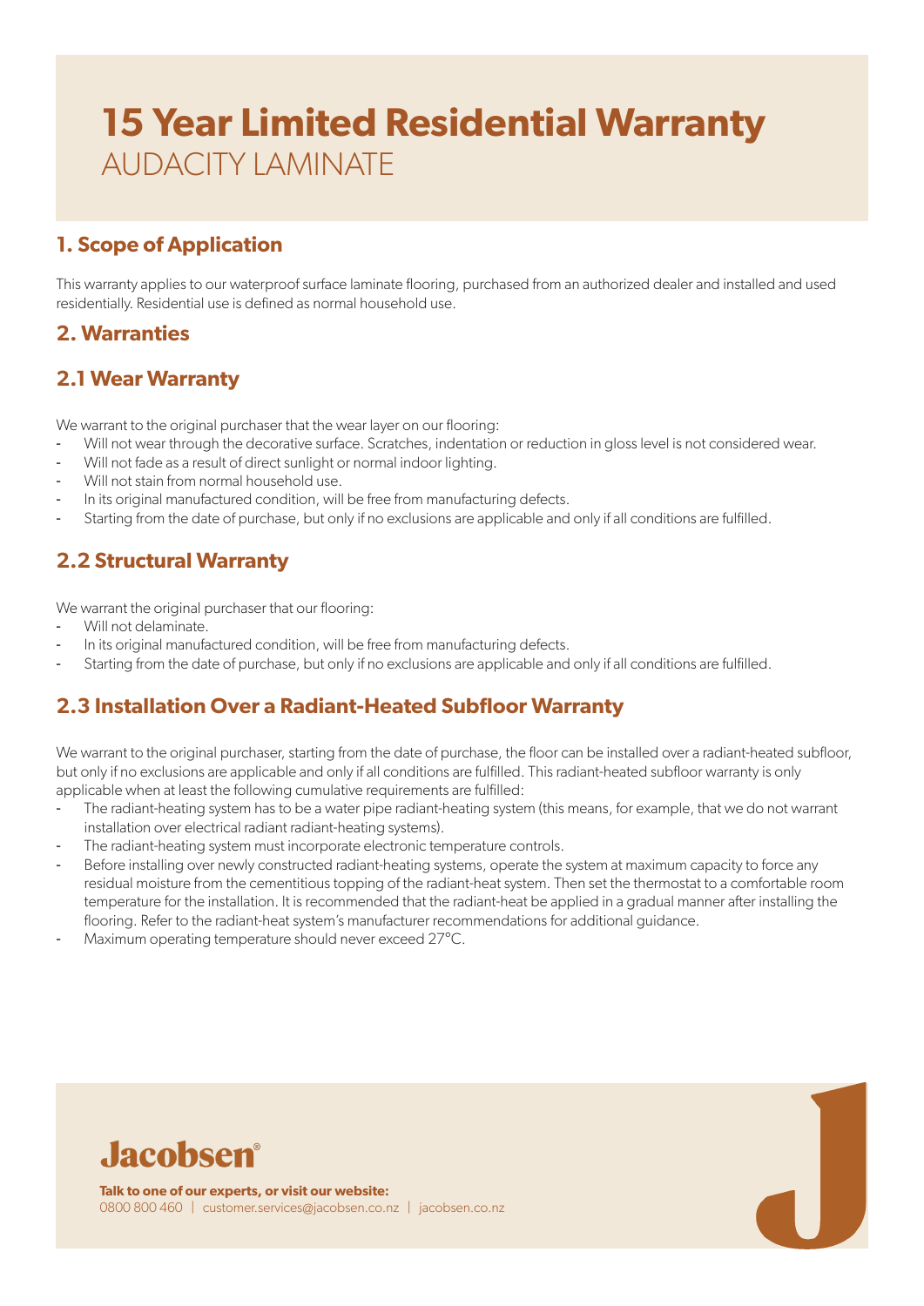# 15 Year Limited Residential Warranty

AUDACITY LAMINATE

## 1. Scope of Application

This warranty applies to our waterproof surface laminate flooring, purchased from an authorized dealer and installed and used residentially. Residential use is defined as normal household use.

## 2. Warranties

### 2.1 Wear Warranty

We warrant to the original purchaser that the wear layer on our flooring:

- Will not wear through the decorative surface. Scratches, indentation or reduction in gloss level is not considered wear.
- Will not fade as a result of direct sunlight or normal indoor lighting.
- Will not stain from normal household use.
- In its original manufactured condition, will be free from manufacturing defects.
- Starting from the date of purchase, but only if no exclusions are applicable and only if all conditions are fulfilled.

### 2.2 Structural Warranty

We warrant the original purchaser that our flooring:

- Will not delaminate.
- In its original manufactured condition, will be free from manufacturing defects.
- Starting from the date of purchase, but only if no exclusions are applicable and only if all conditions are fulfilled.

### 2.3 Installation Over a Radiant-Heated Subfloor Warranty

We warrant to the original purchaser, starting from the date of purchase, the floor can be installed over a radiant-heated subfloor, but only if no exclusions are applicable and only if all conditions are fulfilled. This radiant-heated subfloor warranty is only applicable when at least the following cumulative requirements are fulfilled:

- The radiant-heating system has to be a water pipe radiant-heating system (this means, for example, that we do not warrant installation over electrical radiant radiant-heating systems).
- The radiant-heating system must incorporate electronic temperature controls.
- Before installing over newly constructed radiant-heating systems, operate the system at maximum capacity to force any residual moisture from the cementitious topping of the radiant-heat system. Then set the thermostat to a comfortable room temperature for the installation. It is recommended that the radiant-heat be applied in a gradual manner after installing the flooring. Refer to the radiant-heat system's manufacturer recommendations for additional guidance.
- Maximum operating temperature should never exceed 27°C.

**Jacobsen®**

**Talk to one of our experts, or visit our website:**
0800 800 460 | customer.services@jacobsen.co.nz | jacobsen.co.nz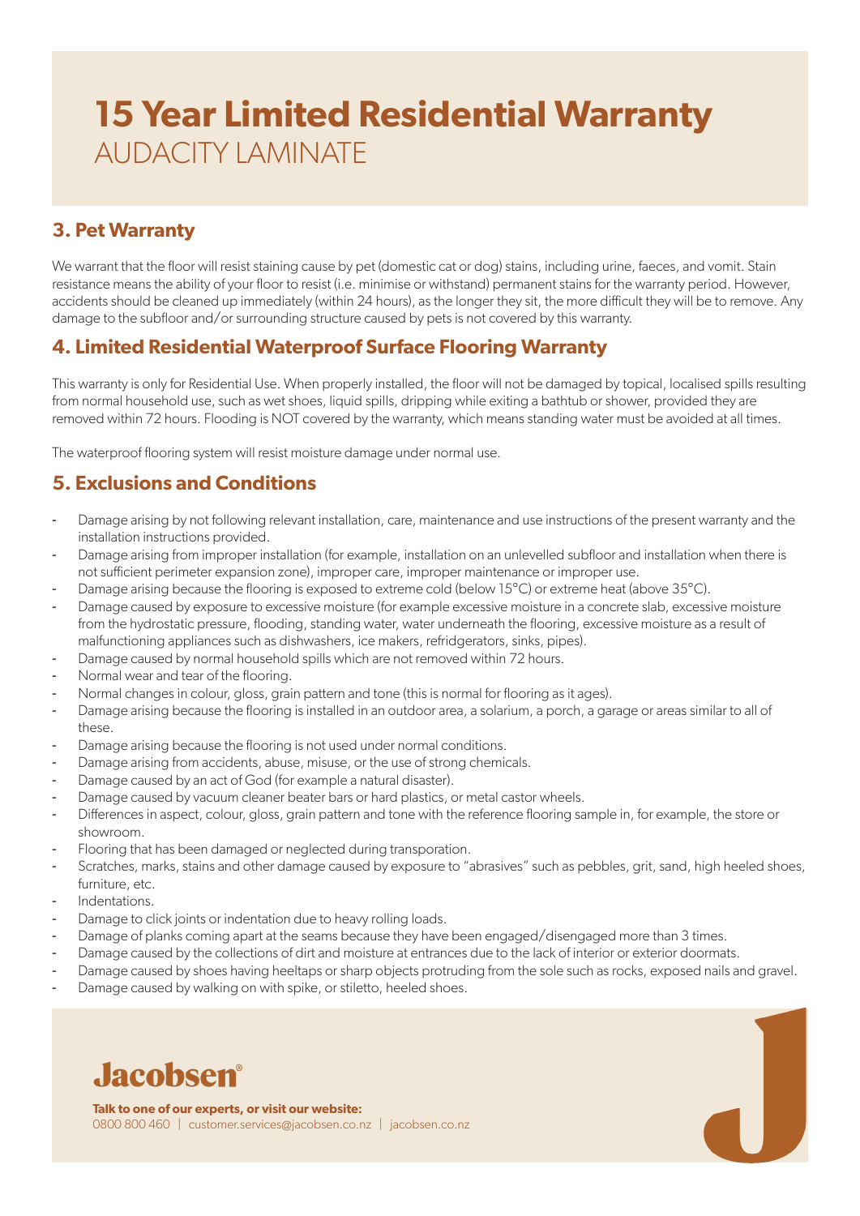# 15 Year Limited Residential Warranty
AUDACITY LAMINATE

## 3. Pet Warranty

We warrant that the floor will resist staining cause by pet (domestic cat or dog) stains, including urine, faeces, and vomit. Stain resistance means the ability of your floor to resist (i.e. minimise or withstand) permanent stains for the warranty period. However, accidents should be cleaned up immediately (within 24 hours), as the longer they sit, the more difficult they will be to remove. Any damage to the subfloor and/or surrounding structure caused by pets is not covered by this warranty.

## 4. Limited Residential Waterproof Surface Flooring Warranty

This warranty is only for Residential Use. When properly installed, the floor will not be damaged by topical, localised spills resulting from normal household use, such as wet shoes, liquid spills, dripping while exiting a bathtub or shower, provided they are removed within 72 hours. Flooding is NOT covered by the warranty, which means standing water must be avoided at all times.

The waterproof flooring system will resist moisture damage under normal use.

## 5. Exclusions and Conditions

- Damage arising by not following relevant installation, care, maintenance and use instructions of the present warranty and the installation instructions provided.
- Damage arising from improper installation (for example, installation on an unlevelled subfloor and installation when there is not sufficient perimeter expansion zone), improper care, improper maintenance or improper use.
- Damage arising because the flooring is exposed to extreme cold (below 15°C) or extreme heat (above 35°C).
- Damage caused by exposure to excessive moisture (for example excessive moisture in a concrete slab, excessive moisture from the hydrostatic pressure, flooding, standing water, water underneath the flooring, excessive moisture as a result of malfunctioning appliances such as dishwashers, ice makers, refridgerators, sinks, pipes).
- Damage caused by normal household spills which are not removed within 72 hours.
- Normal wear and tear of the flooring.
- Normal changes in colour, gloss, grain pattern and tone (this is normal for flooring as it ages).
- Damage arising because the flooring is installed in an outdoor area, a solarium, a porch, a garage or areas similar to all of these.
- Damage arising because the flooring is not used under normal conditions.
- Damage arising from accidents, abuse, misuse, or the use of strong chemicals.
- Damage caused by an act of God (for example a natural disaster).
- Damage caused by vacuum cleaner beater bars or hard plastics, or metal castor wheels.
- Differences in aspect, colour, gloss, grain pattern and tone with the reference flooring sample in, for example, the store or showroom.
- Flooring that has been damaged or neglected during transporation.
- Scratches, marks, stains and other damage caused by exposure to "abrasives" such as pebbles, grit, sand, high heeled shoes, furniture, etc.
- Indentations.
- Damage to click joints or indentation due to heavy rolling loads.
- Damage of planks coming apart at the seams because they have been engaged/disengaged more than 3 times.
- Damage caused by the collections of dirt and moisture at entrances due to the lack of interior or exterior doormats.
- Damage caused by shoes having heeltaps or sharp objects protruding from the sole such as rocks, exposed nails and gravel.
- Damage caused by walking on with spike, or stiletto, heeled shoes.

**Jacobsen®**

**Talk to one of our experts, or visit our website:**
0800 800 460 | customer.services@jacobsen.co.nz | jacobsen.co.nz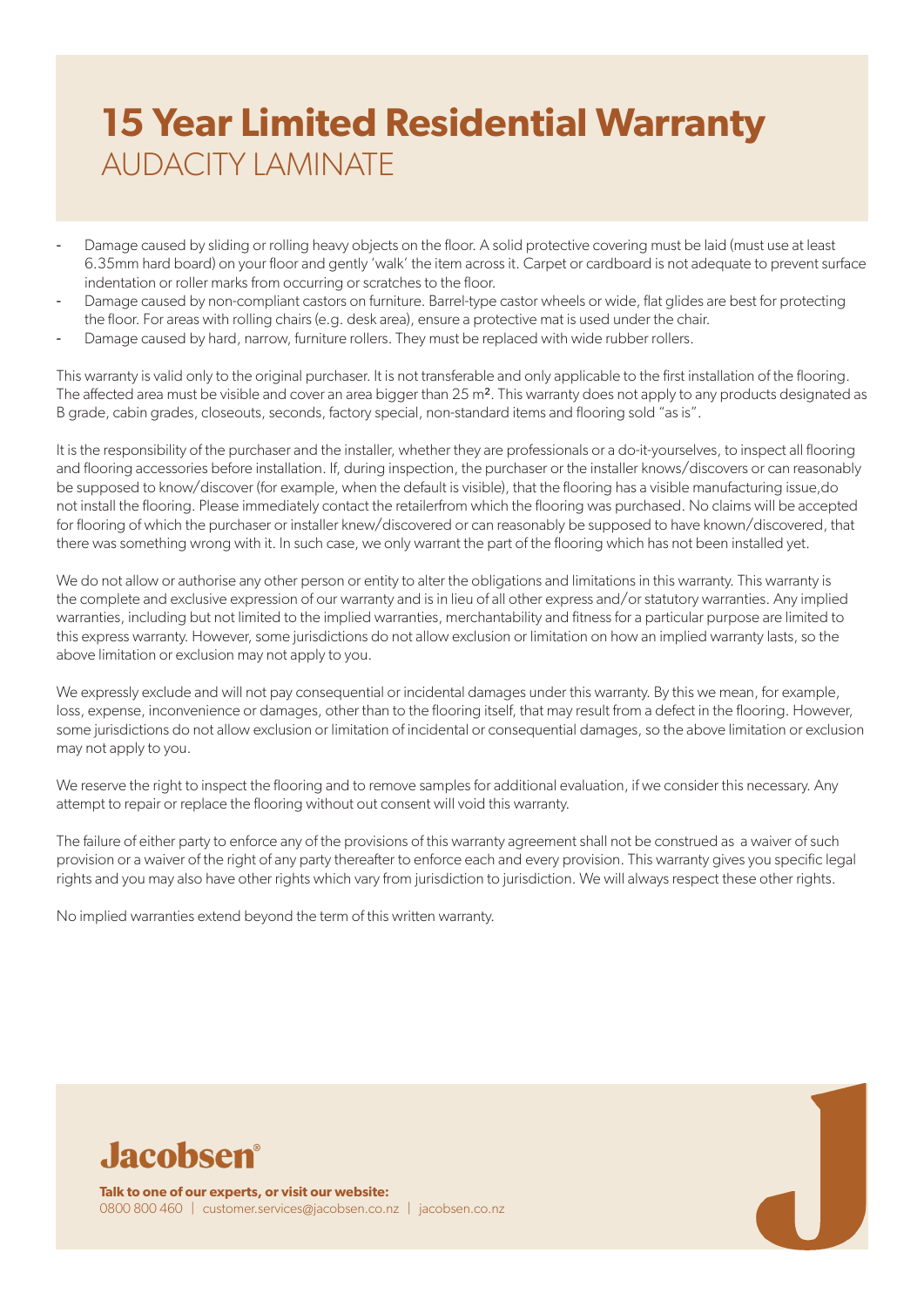# 15 Year Limited Residential Warranty
## AUDACITY LAMINATE

- Damage caused by sliding or rolling heavy objects on the floor. A solid protective covering must be laid (must use at least 6.35mm hard board) on your floor and gently 'walk' the item across it. Carpet or cardboard is not adequate to prevent surface indentation or roller marks from occurring or scratches to the floor.
- Damage caused by non-compliant castors on furniture. Barrel-type castor wheels or wide, flat glides are best for protecting the floor. For areas with rolling chairs (e.g. desk area), ensure a protective mat is used under the chair.
- Damage caused by hard, narrow, furniture rollers. They must be replaced with wide rubber rollers.

This warranty is valid only to the original purchaser. It is not transferable and only applicable to the first installation of the flooring. The affected area must be visible and cover an area bigger than 25 m². This warranty does not apply to any products designated as B grade, cabin grades, closeouts, seconds, factory special, non-standard items and flooring sold "as is".

It is the responsibility of the purchaser and the installer, whether they are professionals or a do-it-yourselves, to inspect all flooring and flooring accessories before installation. If, during inspection, the purchaser or the installer knows/discovers or can reasonably be supposed to know/discover (for example, when the default is visible), that the flooring has a visible manufacturing issue,do not install the flooring. Please immediately contact the retailerfrom which the flooring was purchased. No claims will be accepted for flooring of which the purchaser or installer knew/discovered or can reasonably be supposed to have known/discovered, that there was something wrong with it. In such case, we only warrant the part of the flooring which has not been installed yet.

We do not allow or authorise any other person or entity to alter the obligations and limitations in this warranty. This warranty is the complete and exclusive expression of our warranty and is in lieu of all other express and/or statutory warranties. Any implied warranties, including but not limited to the implied warranties, merchantability and fitness for a particular purpose are limited to this express warranty. However, some jurisdictions do not allow exclusion or limitation on how an implied warranty lasts, so the above limitation or exclusion may not apply to you.

We expressly exclude and will not pay consequential or incidental damages under this warranty. By this we mean, for example, loss, expense, inconvenience or damages, other than to the flooring itself, that may result from a defect in the flooring. However, some jurisdictions do not allow exclusion or limitation of incidental or consequential damages, so the above limitation or exclusion may not apply to you.

We reserve the right to inspect the flooring and to remove samples for additional evaluation, if we consider this necessary. Any attempt to repair or replace the flooring without out consent will void this warranty.

The failure of either party to enforce any of the provisions of this warranty agreement shall not be construed as a waiver of such provision or a waiver of the right of any party thereafter to enforce each and every provision. This warranty gives you specific legal rights and you may also have other rights which vary from jurisdiction to jurisdiction. We will always respect these other rights.

No implied warranties extend beyond the term of this written warranty.

**Jacobsen®**

**Talk to one of our experts, or visit our website:**
0800 800 460 | customer.services@jacobsen.co.nz | jacobsen.co.nz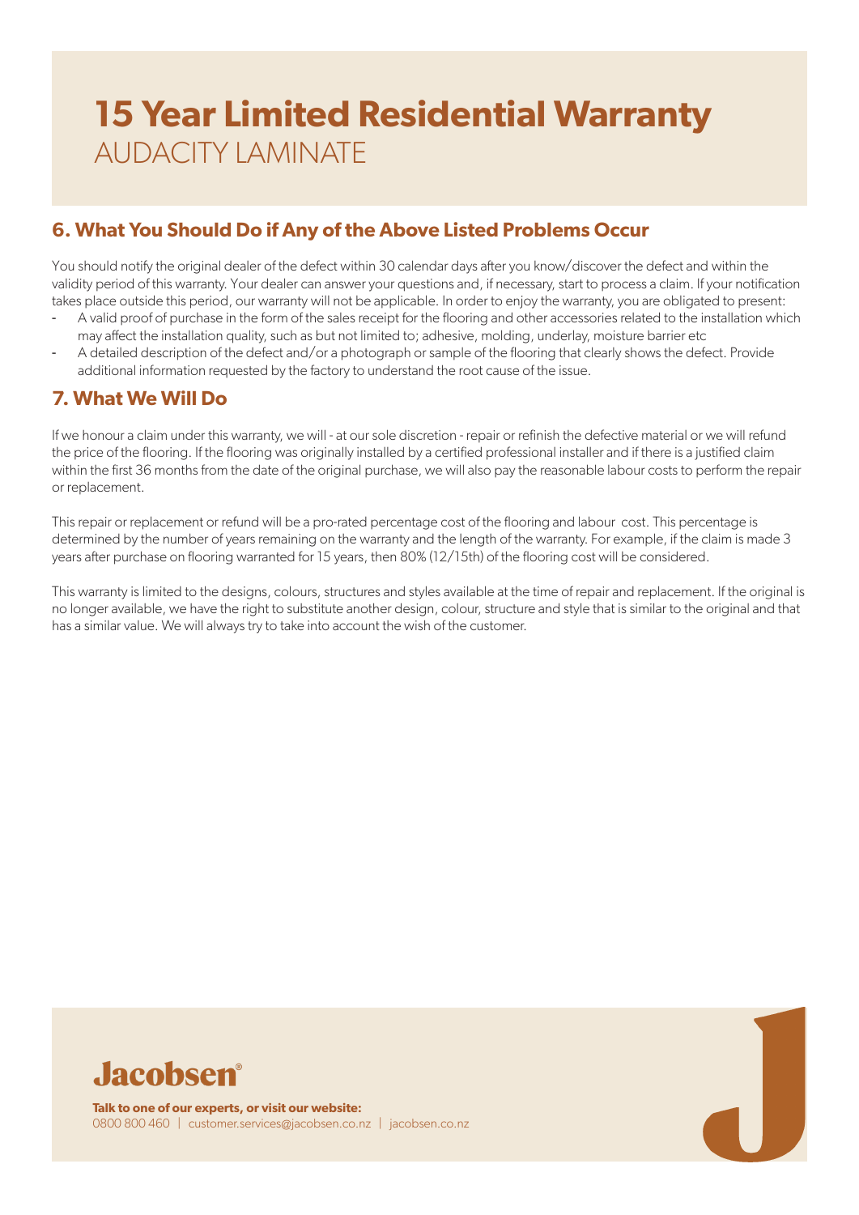# 15 Year Limited Residential Warranty

AUDACITY LAMINATE

## 6. What You Should Do if Any of the Above Listed Problems Occur

You should notify the original dealer of the defect within 30 calendar days after you know/discover the defect and within the validity period of this warranty. Your dealer can answer your questions and, if necessary, start to process a claim. If your notification takes place outside this period, our warranty will not be applicable. In order to enjoy the warranty, you are obligated to present:

- A valid proof of purchase in the form of the sales receipt for the flooring and other accessories related to the installation which may affect the installation quality, such as but not limited to; adhesive, molding, underlay, moisture barrier etc
- A detailed description of the defect and/or a photograph or sample of the flooring that clearly shows the defect. Provide additional information requested by the factory to understand the root cause of the issue.

## 7. What We Will Do

If we honour a claim under this warranty, we will - at our sole discretion - repair or refinish the defective material or we will refund the price of the flooring. If the flooring was originally installed by a certified professional installer and if there is a justified claim within the first 36 months from the date of the original purchase, we will also pay the reasonable labour costs to perform the repair or replacement.

This repair or replacement or refund will be a pro-rated percentage cost of the flooring and labour cost. This percentage is determined by the number of years remaining on the warranty and the length of the warranty. For example, if the claim is made 3 years after purchase on flooring warranted for 15 years, then 80% (12/15th) of the flooring cost will be considered.

This warranty is limited to the designs, colours, structures and styles available at the time of repair and replacement. If the original is no longer available, we have the right to substitute another design, colour, structure and style that is similar to the original and that has a similar value. We will always try to take into account the wish of the customer.

Jacobsen®

**Talk to one of our experts, or visit our website:**
0800 800 460 | customer.services@jacobsen.co.nz | jacobsen.co.nz